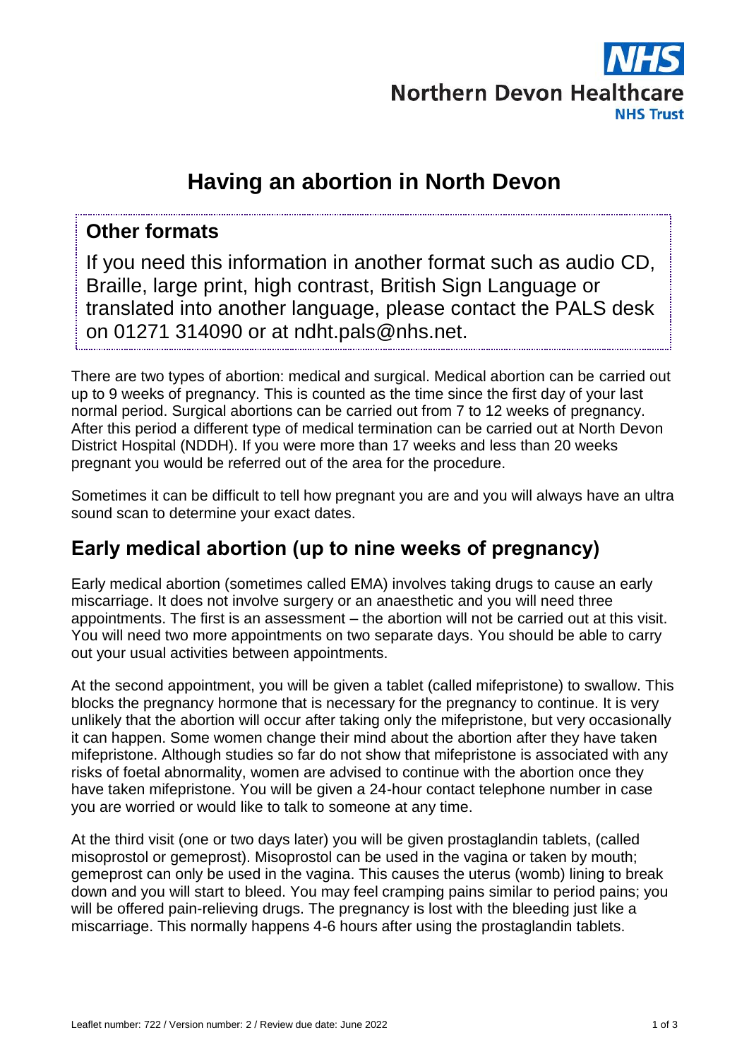Northern Devon Healthcare NHS Trust

# Having an abortion in North Devon

## Other formats

If you need this information in another format such as audio CD, Braille, large print, high contrast, British Sign Language or translated into another language, please contact the PALS desk on 01271 314090 or at ndht.pals@nhs.net.

There are two types of abortion: medical and surgical. Medical abortion can be carried out up to 9 weeks of pregnancy. This is counted as the time since the first day of your last normal period. Surgical abortions can be carried out from 7 to 12 weeks of pregnancy. After this period a different type of medical termination can be carried out at North Devon District Hospital (NDDH). If you were more than 17 weeks and less than 20 weeks pregnant you would be referred out of the area for the procedure.

Sometimes it can be difficult to tell how pregnant you are and you will always have an ultra sound scan to determine your exact dates.

## Early medical abortion (up to nine weeks of pregnancy)

Early medical abortion (sometimes called EMA) involves taking drugs to cause an early miscarriage. It does not involve surgery or an anaesthetic and you will need three appointments. The first is an assessment – the abortion will not be carried out at this visit. You will need two more appointments on two separate days. You should be able to carry out your usual activities between appointments.

At the second appointment, you will be given a tablet (called mifepristone) to swallow. This blocks the pregnancy hormone that is necessary for the pregnancy to continue. It is very unlikely that the abortion will occur after taking only the mifepristone, but very occasionally it can happen. Some women change their mind about the abortion after they have taken mifepristone. Although studies so far do not show that mifepristone is associated with any risks of foetal abnormality, women are advised to continue with the abortion once they have taken mifepristone. You will be given a 24-hour contact telephone number in case you are worried or would like to talk to someone at any time.

At the third visit (one or two days later) you will be given prostaglandin tablets, (called misoprostol or gemeprost). Misoprostol can be used in the vagina or taken by mouth; gemeprost can only be used in the vagina. This causes the uterus (womb) lining to break down and you will start to bleed. You may feel cramping pains similar to period pains; you will be offered pain-relieving drugs. The pregnancy is lost with the bleeding just like a miscarriage. This normally happens 4-6 hours after using the prostaglandin tablets.

Leaflet number: 722 / Version number: 2 / Review due date: June 2022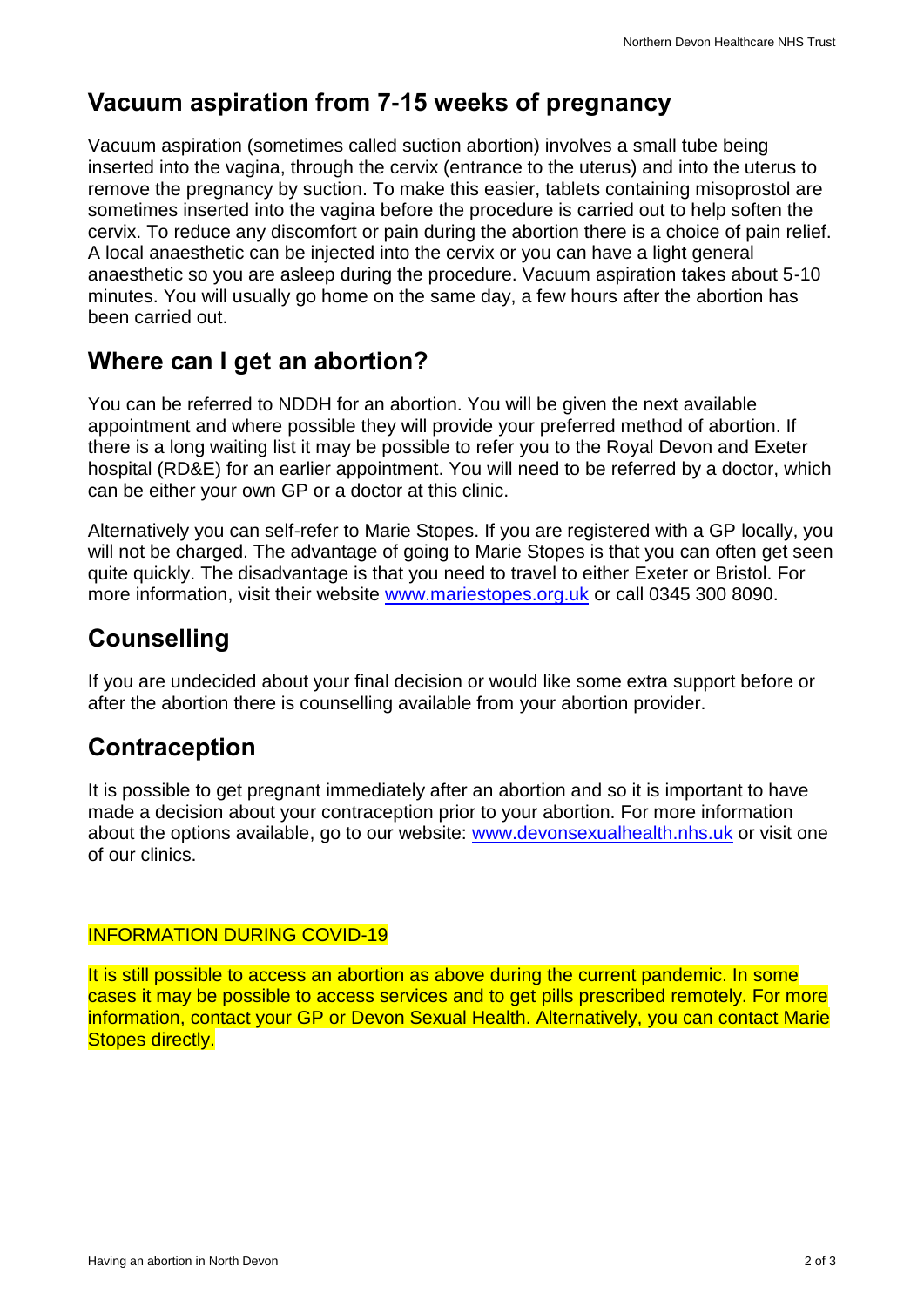## Vacuum aspiration from 7-15 weeks of pregnancy

Vacuum aspiration (sometimes called suction abortion) involves a small tube being inserted into the vagina, through the cervix (entrance to the uterus) and into the uterus to remove the pregnancy by suction. To make this easier, tablets containing misoprostol are sometimes inserted into the vagina before the procedure is carried out to help soften the cervix. To reduce any discomfort or pain during the abortion there is a choice of pain relief. A local anaesthetic can be injected into the cervix or you can have a light general anaesthetic so you are asleep during the procedure. Vacuum aspiration takes about 5-10 minutes. You will usually go home on the same day, a few hours after the abortion has been carried out.

## Where can I get an abortion?

You can be referred to NDDH for an abortion. You will be given the next available appointment and where possible they will provide your preferred method of abortion. If there is a long waiting list it may be possible to refer you to the Royal Devon and Exeter hospital (RD&E) for an earlier appointment. You will need to be referred by a doctor, which can be either your own GP or a doctor at this clinic.

Alternatively you can self-refer to Marie Stopes. If you are registered with a GP locally, you will not be charged. The advantage of going to Marie Stopes is that you can often get seen quite quickly. The disadvantage is that you need to travel to either Exeter or Bristol. For more information, visit their website [www.mariestopes.org.uk](http://www.mariestopes.org.uk) or call 0345 300 8090.

## Counselling

If you are undecided about your final decision or would like some extra support before or after the abortion there is counselling available from your abortion provider.

## Contraception

It is possible to get pregnant immediately after an abortion and so it is important to have made a decision about your contraception prior to your abortion. For more information about the options available, go to our website: [www.devonsexualhealth.nhs.uk](http://www.devonsexualhealth.nhs.uk) or visit one of our clinics.

INFORMATION DURING COVID-19

It is still possible to access an abortion as above during the current pandemic. In some cases it may be possible to access services and to get pills prescribed remotely. For more information, contact your GP or Devon Sexual Health. Alternatively, you can contact Marie Stopes directly.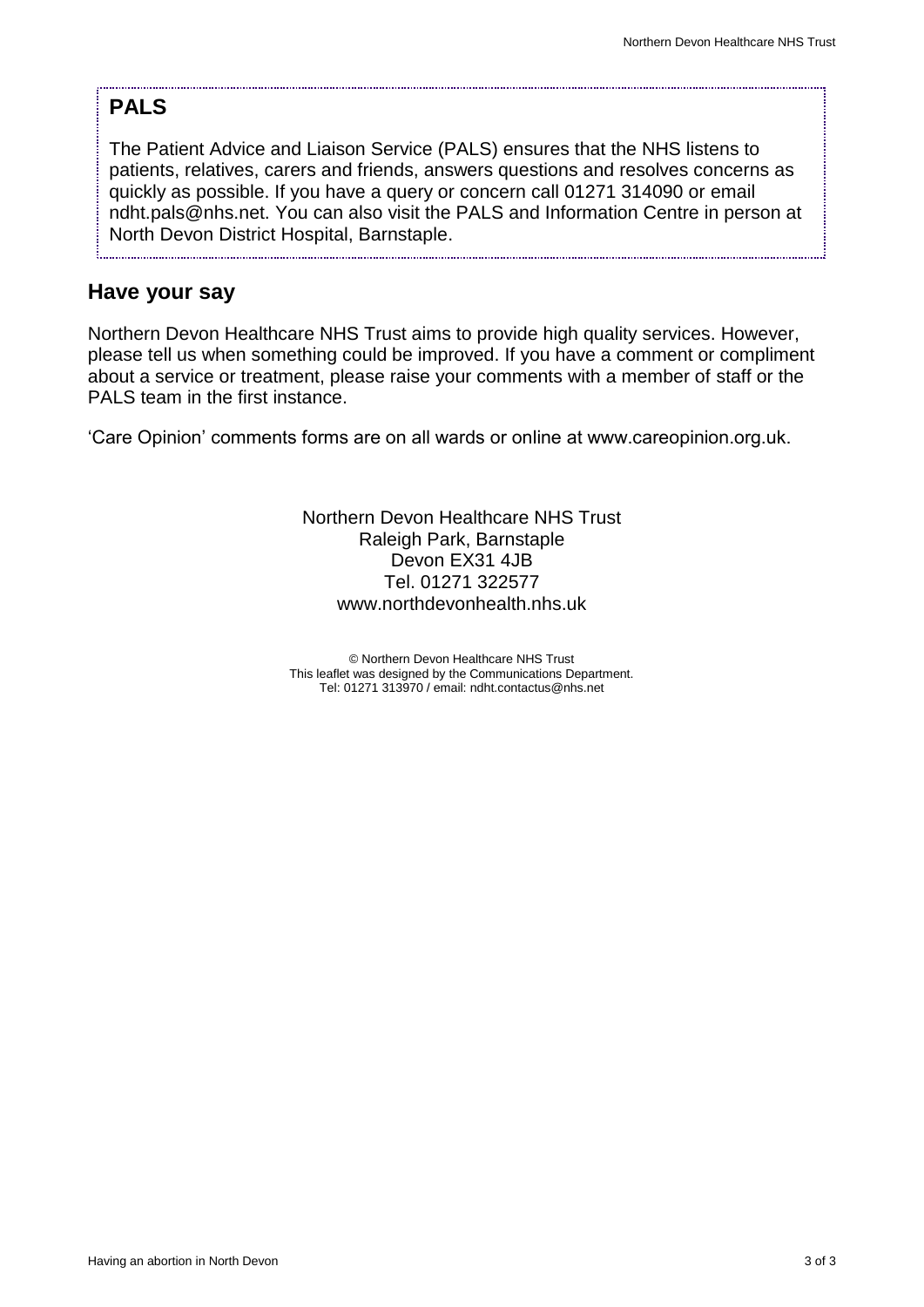## PALS

The Patient Advice and Liaison Service (PALS) ensures that the NHS listens to patients, relatives, carers and friends, answers questions and resolves concerns as quickly as possible. If you have a query or concern call 01271 314090 or email ndht.pals@nhs.net. You can also visit the PALS and Information Centre in person at North Devon District Hospital, Barnstaple.

## Have your say

Northern Devon Healthcare NHS Trust aims to provide high quality services. However, please tell us when something could be improved. If you have a comment or compliment about a service or treatment, please raise your comments with a member of staff or the PALS team in the first instance.

'Care Opinion' comments forms are on all wards or online at www.careopinion.org.uk.

Northern Devon Healthcare NHS Trust
Raleigh Park, Barnstaple
Devon EX31 4JB
Tel. 01271 322577
www.northdevonhealth.nhs.uk

© Northern Devon Healthcare NHS Trust
This leaflet was designed by the Communications Department.
Tel: 01271 313970 / email: ndht.contactus@nhs.net